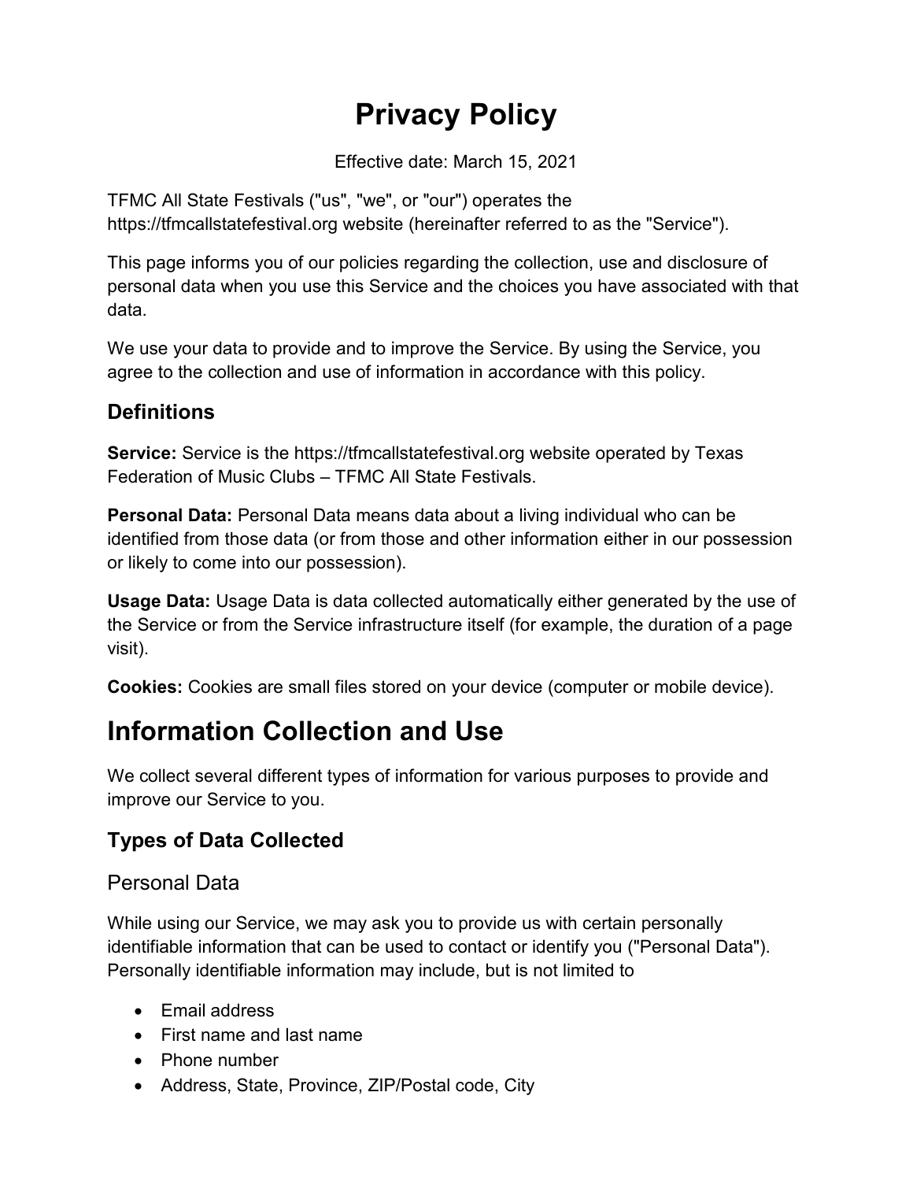# Privacy Policy

Effective date: March 15, 2021

TFMC All State Festivals ("us", "we", or "our") operates the https://tfmcallstatefestival.org website (hereinafter referred to as the "Service").

This page informs you of our policies regarding the collection, use and disclosure of personal data when you use this Service and the choices you have associated with that data.

We use your data to provide and to improve the Service. By using the Service, you agree to the collection and use of information in accordance with this policy.

### Definitions

**Service:** Service is the https://tfmcallstatefestival.org website operated by Texas Federation of Music Clubs – TFMC All State Festivals.

**Personal Data:** Personal Data means data about a living individual who can be identified from those data (or from those and other information either in our possession or likely to come into our possession).

**Usage Data:** Usage Data is data collected automatically either generated by the use of the Service or from the Service infrastructure itself (for example, the duration of a page visit).

**Cookies:** Cookies are small files stored on your device (computer or mobile device).

## Information Collection and Use

We collect several different types of information for various purposes to provide and improve our Service to you.

### Types of Data Collected

#### Personal Data

While using our Service, we may ask you to provide us with certain personally identifiable information that can be used to contact or identify you ("Personal Data"). Personally identifiable information may include, but is not limited to

- Email address
- First name and last name
- Phone number
- Address, State, Province, ZIP/Postal code, City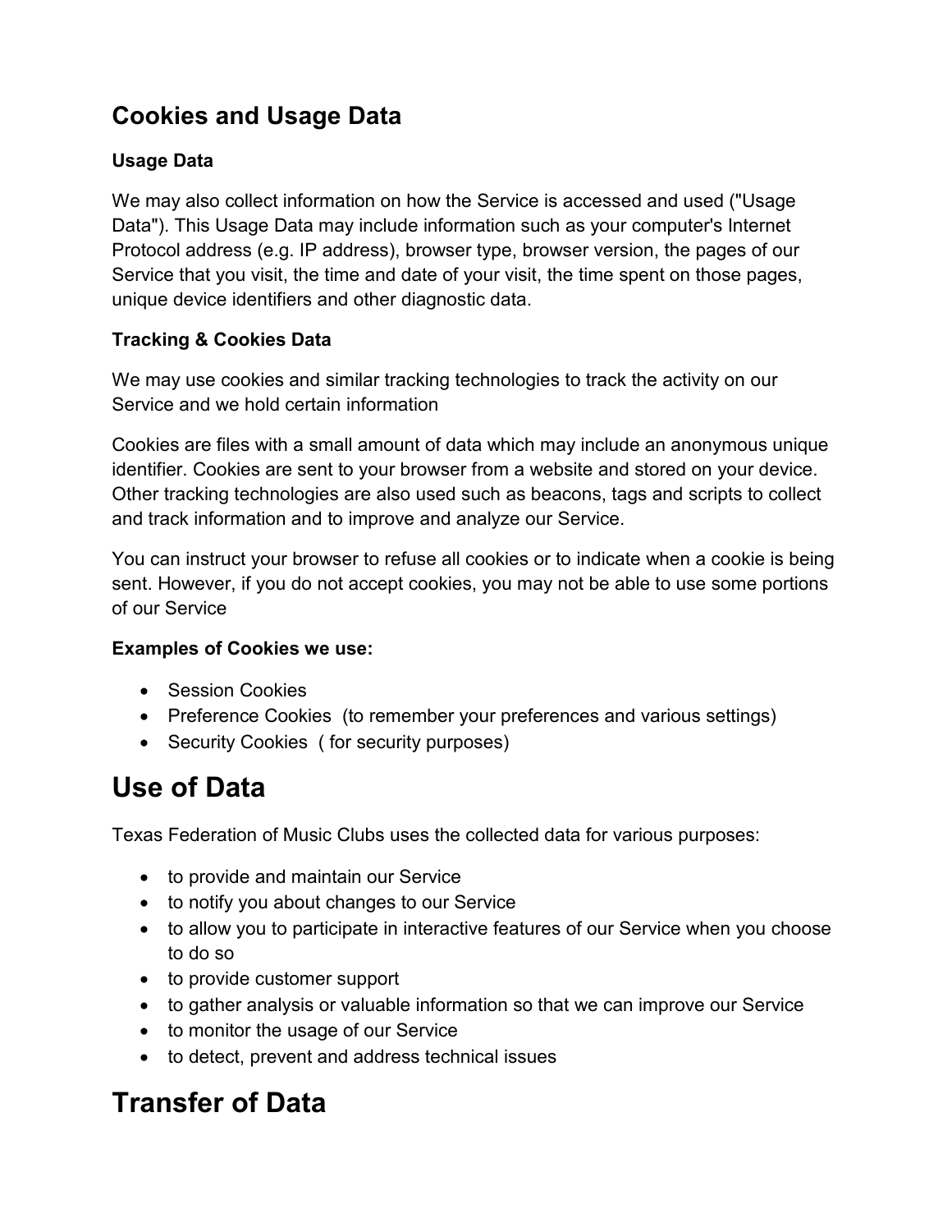## Cookies and Usage Data

### Usage Data

We may also collect information on how the Service is accessed and used ("Usage Data"). This Usage Data may include information such as your computer's Internet Protocol address (e.g. IP address), browser type, browser version, the pages of our Service that you visit, the time and date of your visit, the time spent on those pages, unique device identifiers and other diagnostic data.

### Tracking & Cookies Data

We may use cookies and similar tracking technologies to track the activity on our Service and we hold certain information

Cookies are files with a small amount of data which may include an anonymous unique identifier. Cookies are sent to your browser from a website and stored on your device. Other tracking technologies are also used such as beacons, tags and scripts to collect and track information and to improve and analyze our Service.

You can instruct your browser to refuse all cookies or to indicate when a cookie is being sent. However, if you do not accept cookies, you may not be able to use some portions of our Service

**Examples of Cookies we use:**

- Session Cookies
- Preference Cookies (to remember your preferences and various settings)
- Security Cookies ( for security purposes)

# Use of Data

Texas Federation of Music Clubs uses the collected data for various purposes:

- to provide and maintain our Service
- to notify you about changes to our Service
- to allow you to participate in interactive features of our Service when you choose to do so
- to provide customer support
- to gather analysis or valuable information so that we can improve our Service
- to monitor the usage of our Service
- to detect, prevent and address technical issues

# Transfer of Data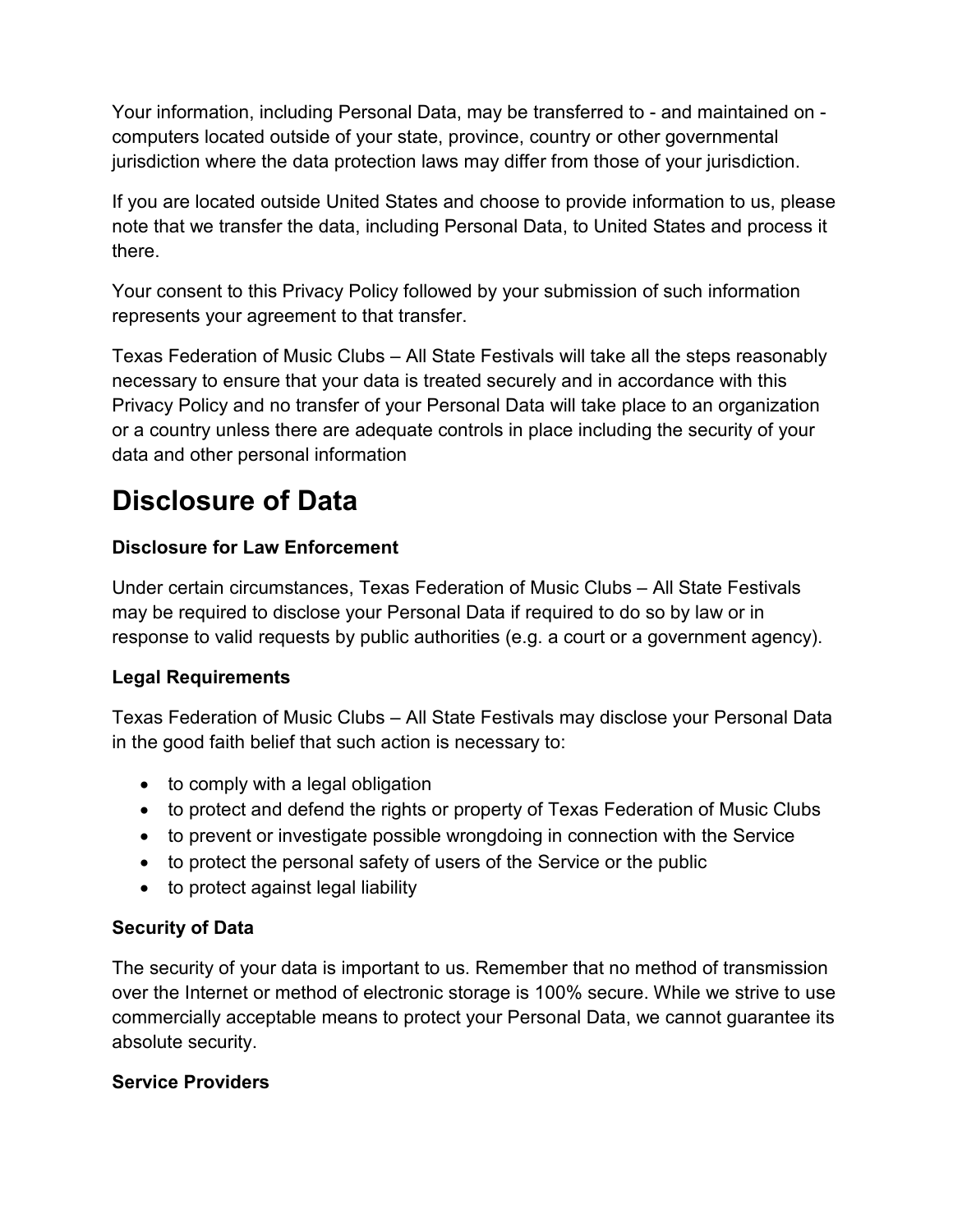Your information, including Personal Data, may be transferred to - and maintained on - computers located outside of your state, province, country or other governmental jurisdiction where the data protection laws may differ from those of your jurisdiction.

If you are located outside United States and choose to provide information to us, please note that we transfer the data, including Personal Data, to United States and process it there.

Your consent to this Privacy Policy followed by your submission of such information represents your agreement to that transfer.

Texas Federation of Music Clubs – All State Festivals will take all the steps reasonably necessary to ensure that your data is treated securely and in accordance with this Privacy Policy and no transfer of your Personal Data will take place to an organization or a country unless there are adequate controls in place including the security of your data and other personal information

# Disclosure of Data

**Disclosure for Law Enforcement**

Under certain circumstances, Texas Federation of Music Clubs – All State Festivals may be required to disclose your Personal Data if required to do so by law or in response to valid requests by public authorities (e.g. a court or a government agency).

**Legal Requirements**

Texas Federation of Music Clubs – All State Festivals may disclose your Personal Data in the good faith belief that such action is necessary to:

- to comply with a legal obligation
- to protect and defend the rights or property of Texas Federation of Music Clubs
- to prevent or investigate possible wrongdoing in connection with the Service
- to protect the personal safety of users of the Service or the public
- to protect against legal liability

**Security of Data**

The security of your data is important to us. Remember that no method of transmission over the Internet or method of electronic storage is 100% secure. While we strive to use commercially acceptable means to protect your Personal Data, we cannot guarantee its absolute security.

**Service Providers**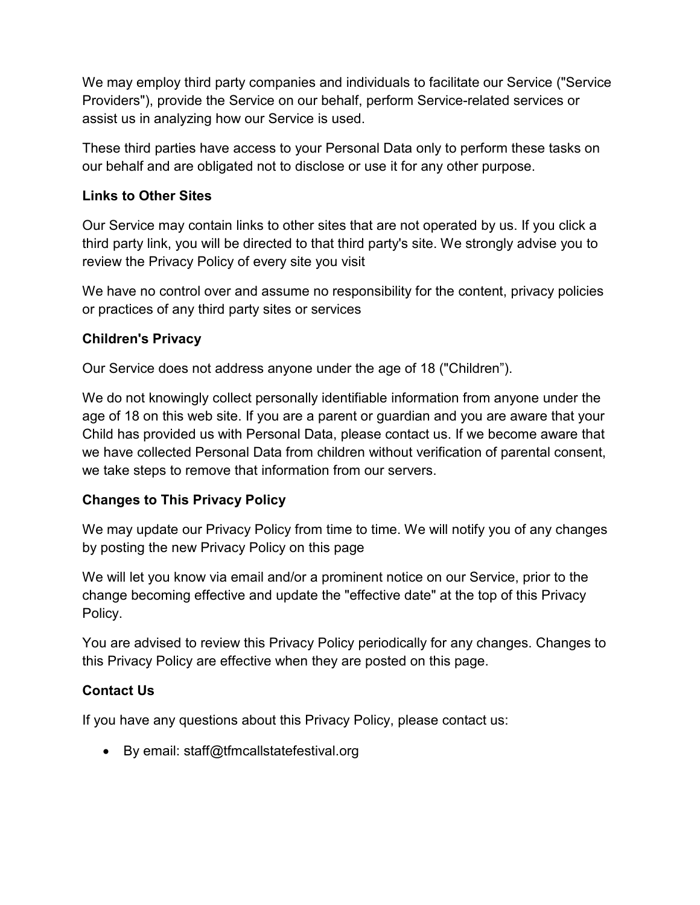We may employ third party companies and individuals to facilitate our Service ("Service Providers"), provide the Service on our behalf, perform Service-related services or assist us in analyzing how our Service is used.

These third parties have access to your Personal Data only to perform these tasks on our behalf and are obligated not to disclose or use it for any other purpose.

**Links to Other Sites**

Our Service may contain links to other sites that are not operated by us. If you click a third party link, you will be directed to that third party's site. We strongly advise you to review the Privacy Policy of every site you visit

We have no control over and assume no responsibility for the content, privacy policies or practices of any third party sites or services

**Children's Privacy**

Our Service does not address anyone under the age of 18 ("Children”).

We do not knowingly collect personally identifiable information from anyone under the age of 18 on this web site. If you are a parent or guardian and you are aware that your Child has provided us with Personal Data, please contact us. If we become aware that we have collected Personal Data from children without verification of parental consent, we take steps to remove that information from our servers.

**Changes to This Privacy Policy**

We may update our Privacy Policy from time to time. We will notify you of any changes by posting the new Privacy Policy on this page

We will let you know via email and/or a prominent notice on our Service, prior to the change becoming effective and update the "effective date" at the top of this Privacy Policy.

You are advised to review this Privacy Policy periodically for any changes. Changes to this Privacy Policy are effective when they are posted on this page.

**Contact Us**

If you have any questions about this Privacy Policy, please contact us:

- By email: staff@tfmcallstatefestival.org